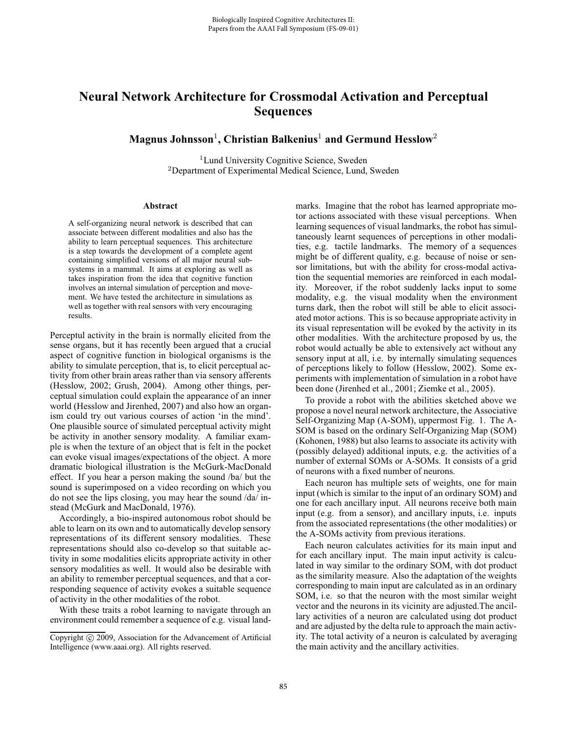# Neural Network Architecture for Crossmodal Activation and Perceptual Sequences

**Magnus Johnsson[1], Christian Balkenius[1] and Germund Hesslow[2]**

[1]Lund University Cognitive Science, Sweden
[2]Department of Experimental Medical Science, Lund, Sweden

### Abstract

A self-organizing neural network is described that can associate between different modalities and also has the ability to learn perceptual sequences. This architecture is a step towards the development of a complete agent containing simplified versions of all major neural subsystems in a mammal. It aims at exploring as well as takes inspiration from the idea that cognitive function involves an internal simulation of perception and movement. We have tested the architecture in simulations as well as together with real sensors with very encouraging results.

Perceptul activity in the brain is normally elicited from the sense organs, but it has recently been argued that a crucial aspect of cognitive function in biological organisms is the ability to simulate perception, that is, to elicit perceptual activity from other brain areas rather than via sensory afferents (Hesslow, 2002; Grush, 2004). Among other things, perceptual simulation could explain the appearance of an inner world (Hesslow and Jirenhed, 2007) and also how an organism could try out various courses of action 'in the mind'. One plausible source of simulated perceptual activity might be activity in another sensory modality. A familiar example is when the texture of an object that is felt in the pocket can evoke visual images/expectations of the object. A more dramatic biological illustration is the McGurk-MacDonald effect. If you hear a person making the sound /ba/ but the sound is superimposed on a video recording on which you do not see the lips closing, you may hear the sound /da/ instead (McGurk and MacDonald, 1976).

Accordingly, a bio-inspired autonomous robot should be able to learn on its own and to automatically develop sensory representations of its different sensory modalities. These representations should also co-develop so that suitable activity in some modalities elicits appropriate activity in other sensory modalities as well. It would also be desirable with an ability to remember perceptual sequences, and that a corresponding sequence of activity evokes a suitable sequence of activity in the other modalities of the robot.

With these traits a robot learning to navigate through an environment could remember a sequence of e.g. visual landmarks. Imagine that the robot has learned appropriate motor actions associated with these visual perceptions. When learning sequences of visual landmarks, the robot has simultaneously learnt sequences of perceptions in other modalities, e.g. tactile landmarks. The memory of a sequences might be of different quality, e.g. because of noise or sensor limitations, but with the ability for cross-modal activation the sequential memories are reinforced in each modality. Moreover, if the robot suddenly lacks input to some modality, e.g. the visual modality when the environment turns dark, then the robot will still be able to elicit associated motor actions. This is so because appropriate activity in its visual representation will be evoked by the activity in its other modalities. With the architecture proposed by us, the robot would actually be able to extensively act without any sensory input at all, i.e. by internally simulating sequences of perceptions likely to follow (Hesslow, 2002). Some experiments with implementation of simulation in a robot have been done (Jirenhed et al., 2001; Ziemke et al., 2005).

To provide a robot with the abilities sketched above we propose a novel neural network architecture, the Associative Self-Organizing Map (A-SOM), uppermost Fig. 1. The A-SOM is based on the ordinary Self-Organizing Map (SOM) (Kohonen, 1988) but also learns to associate its activity with (possibly delayed) additional inputs, e.g. the activities of a number of external SOMs or A-SOMs. It consists of a grid of neurons with a fixed number of neurons.

Each neuron has multiple sets of weights, one for main input (which is similar to the input of an ordinary SOM) and one for each ancillary input. All neurons receive both main input (e.g. from a sensor), and ancillary inputs, i.e. inputs from the associated representations (the other modalities) or the A-SOMs activity from previous iterations.

Each neuron calculates activities for its main input and for each ancillary input. The main input activity is calculated in way similar to the ordinary SOM, with dot product as the similarity measure. Also the adaptation of the weights corresponding to main input are calculated as in an ordinary SOM, i.e. so that the neuron with the most similar weight vector and the neurons in its vicinity are adjusted.The ancillary activities of a neuron are calculated using dot product and are adjusted by the delta rule to approach the main activity. The total activity of a neuron is calculated by averaging the main activity and the ancillary activities.

Copyright © 2009, Association for the Advancement of Artificial Intelligence (www.aaai.org). All rights reserved.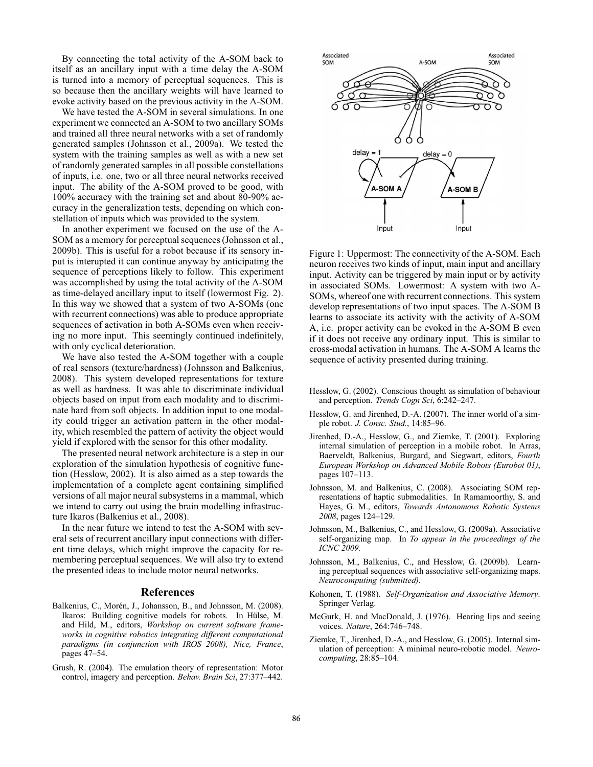By connecting the total activity of the A-SOM back to itself as an ancillary input with a time delay the A-SOM is turned into a memory of perceptual sequences. This is so because then the ancillary weights will have learned to evoke activity based on the previous activity in the A-SOM.

We have tested the A-SOM in several simulations. In one experiment we connected an A-SOM to two ancillary SOMs and trained all three neural networks with a set of randomly generated samples (Johnsson et al., 2009a). We tested the system with the training samples as well as with a new set of randomly generated samples in all possible constellations of inputs, i.e. one, two or all three neural networks received input. The ability of the A-SOM proved to be good, with 100% accuracy with the training set and about 80-90% accuracy in the generalization tests, depending on which constellation of inputs which was provided to the system.

In another experiment we focused on the use of the A-SOM as a memory for perceptual sequences (Johnsson et al., 2009b). This is useful for a robot because if its sensory input is interupted it can continue anyway by anticipating the sequence of perceptions likely to follow. This experiment was accomplished by using the total activity of the A-SOM as time-delayed ancillary input to itself (lowermost Fig. 2). In this way we showed that a system of two A-SOMs (one with recurrent connections) was able to produce appropriate sequences of activation in both A-SOMs even when receiving no more input. This seemingly continued indefinitely, with only cyclical deterioration.

We have also tested the A-SOM together with a couple of real sensors (texture/hardness) (Johnsson and Balkenius, 2008). This system developed representations for texture as well as hardness. It was able to discriminate individual objects based on input from each modality and to discriminate hard from soft objects. In addition input to one modality could trigger an activation pattern in the other modality, which resembled the pattern of activity the object would yield if explored with the sensor for this other modality.

The presented neural network architecture is a step in our exploration of the simulation hypothesis of cognitive function (Hesslow, 2002). It is also aimed as a step towards the implementation of a complete agent containing simplified versions of all major neural subsystems in a mammal, which we intend to carry out using the brain modelling infrastructure Ikaros (Balkenius et al., 2008).

In the near future we intend to test the A-SOM with several sets of recurrent ancillary input connections with different time delays, which might improve the capacity for remembering perceptual sequences. We will also try to extend the presented ideas to include motor neural networks.

Associated SOM

A-SOM

Associated SOM

delay = 1

delay = 0

A-SOM A

A-SOM B

Input

Input

Figure 1: Uppermost: The connectivity of the A-SOM. Each neuron receives two kinds of input, main input and ancillary input. Activity can be triggered by main input or by activity in associated SOMs. Lowermost: A system with two A-SOMs, whereof one with recurrent connections. This system develop representations of two input spaces. The A-SOM B learns to associate its activity with the activity of A-SOM A, i.e. proper activity can be evoked in the A-SOM B even if it does not receive any ordinary input. This is similar to cross-modal activation in humans. The A-SOM A learns the sequence of activity presented during training.

## References

Balkenius, C., Morén, J., Johansson, B., and Johnsson, M. (2008). Ikaros: Building cognitive models for robots. In Hülse, M. and Hild, M., editors, *Workshop on current software frameworks in cognitive robotics integrating different computational paradigms (in conjunction with IROS 2008), Nice, France*, pages 47–54.

Grush, R. (2004). The emulation theory of representation: Motor control, imagery and perception. *Behav. Brain Sci*, 27:377–442.

Hesslow, G. (2002). Conscious thought as simulation of behaviour and perception. *Trends Cogn Sci*, 6:242–247.

Hesslow, G. and Jirenhed, D.-A. (2007). The inner world of a simple robot. *J. Consc. Stud.*, 14:85–96.

Jirenhed, D.-A., Hesslow, G., and Ziemke, T. (2001). Exploring internal simulation of perception in a mobile robot. In Arras, Baerveldt, Balkenius, Burgard, and Siegwart, editors, *Fourth European Workshop on Advanced Mobile Robots (Eurobot 01)*, pages 107–113.

Johnsson, M. and Balkenius, C. (2008). Associating SOM representations of haptic submodalities. In Ramamoorthy, S. and Hayes, G. M., editors, *Towards Autonomous Robotic Systems 2008*, pages 124–129.

Johnsson, M., Balkenius, C., and Hesslow, G. (2009a). Associative self-organizing map. In *To appear in the proceedings of the ICNC 2009.*

Johnsson, M., Balkenius, C., and Hesslow, G. (2009b). Learning perceptual sequences with associative self-organizing maps. *Neurocomputing (submitted)*.

Kohonen, T. (1988). *Self-Organization and Associative Memory*. Springer Verlag.

McGurk, H. and MacDonald, J. (1976). Hearing lips and seeing voices. *Nature*, 264:746–748.

Ziemke, T., Jirenhed, D.-A., and Hesslow, G. (2005). Internal simulation of perception: A minimal neuro-robotic model. *Neurocomputing*, 28:85–104.